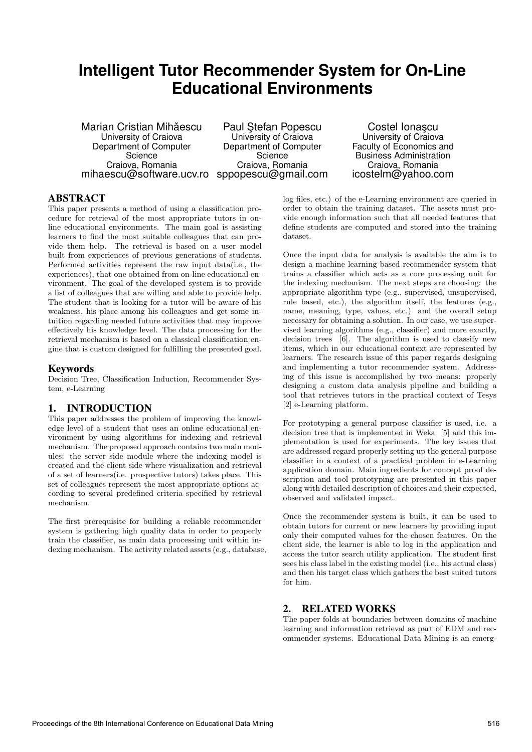# Intelligent Tutor Recommender System for On-Line Educational Environments

Marian Cristian Mihăescu
University of Craiova
Department of Computer Science
Craiova, Romania
mihaescu@software.ucv.ro

Paul Ştefan Popescu
University of Craiova
Department of Computer Science
Craiova, Romania
sppopescu@gmail.com

Costel Ionaşcu
University of Craiova
Faculty of Economics and Business Administration
Craiova, Romania
icostelm@yahoo.com

## ABSTRACT

This paper presents a method of using a classification procedure for retrieval of the most appropriate tutors in online educational environments. The main goal is assisting learners to find the most suitable colleagues that can provide them help. The retrieval is based on a user model built from experiences of previous generations of students. Performed activities represent the raw input data(i.e., the experiences), that one obtained from on-line educational environment. The goal of the developed system is to provide a list of colleagues that are willing and able to provide help. The student that is looking for a tutor will be aware of his weakness, his place among his colleagues and get some intuition regarding needed future activities that may improve effectively his knowledge level. The data processing for the retrieval mechanism is based on a classical classification engine that is custom designed for fulfilling the presented goal.

## Keywords

Decision Tree, Classification Induction, Recommender System, e-Learning

## 1. INTRODUCTION

This paper addresses the problem of improving the knowledge level of a student that uses an online educational environment by using algorithms for indexing and retrieval mechanism. The proposed approach contains two main modules: the server side module where the indexing model is created and the client side where visualization and retrieval of a set of learners(i.e. prospective tutors) takes place. This set of colleagues represent the most appropriate options according to several predefined criteria specified by retrieval mechanism.

The first prerequisite for building a reliable recommender system is gathering high quality data in order to properly train the classifier, as main data processing unit within indexing mechanism. The activity related assets (e.g., database, log files, etc.) of the e-Learning environment are queried in order to obtain the training dataset. The assets must provide enough information such that all needed features that define students are computed and stored into the training dataset.

Once the input data for analysis is available the aim is to design a machine learning based recommender system that trains a classifier which acts as a core processing unit for the indexing mechanism. The next steps are choosing: the appropriate algorithm type (e.g., supervised, unsupervised, rule based, etc.), the algorithm itself, the features (e.g., name, meaning, type, values, etc.) and the overall setup necessary for obtaining a solution. In our case, we use supervised learning algorithms (e.g., classifier) and more exactly, decision trees [6]. The algorithm is used to classify new items, which in our educational context are represented by learners. The research issue of this paper regards designing and implementing a tutor recommender system. Addressing of this issue is accomplished by two means: properly designing a custom data analysis pipeline and building a tool that retrieves tutors in the practical context of Tesys [2] e-Learning platform.

For prototyping a general purpose classifier is used, i.e. a decision tree that is implemented in Weka [5] and this implementation is used for experiments. The key issues that are addressed regard properly setting up the general purpose classifier in a context of a practical problem in e-Learning application domain. Main ingredients for concept proof description and tool prototyping are presented in this paper along with detailed description of choices and their expected, observed and validated impact.

Once the recommender system is built, it can be used to obtain tutors for current or new learners by providing input only their computed values for the chosen features. On the client side, the learner is able to log in the application and access the tutor search utility application. The student first sees his class label in the existing model (i.e., his actual class) and then his target class which gathers the best suited tutors for him.

## 2. RELATED WORKS

The paper folds at boundaries between domains of machine learning and information retrieval as part of EDM and recommender systems. Educational Data Mining is an emerg-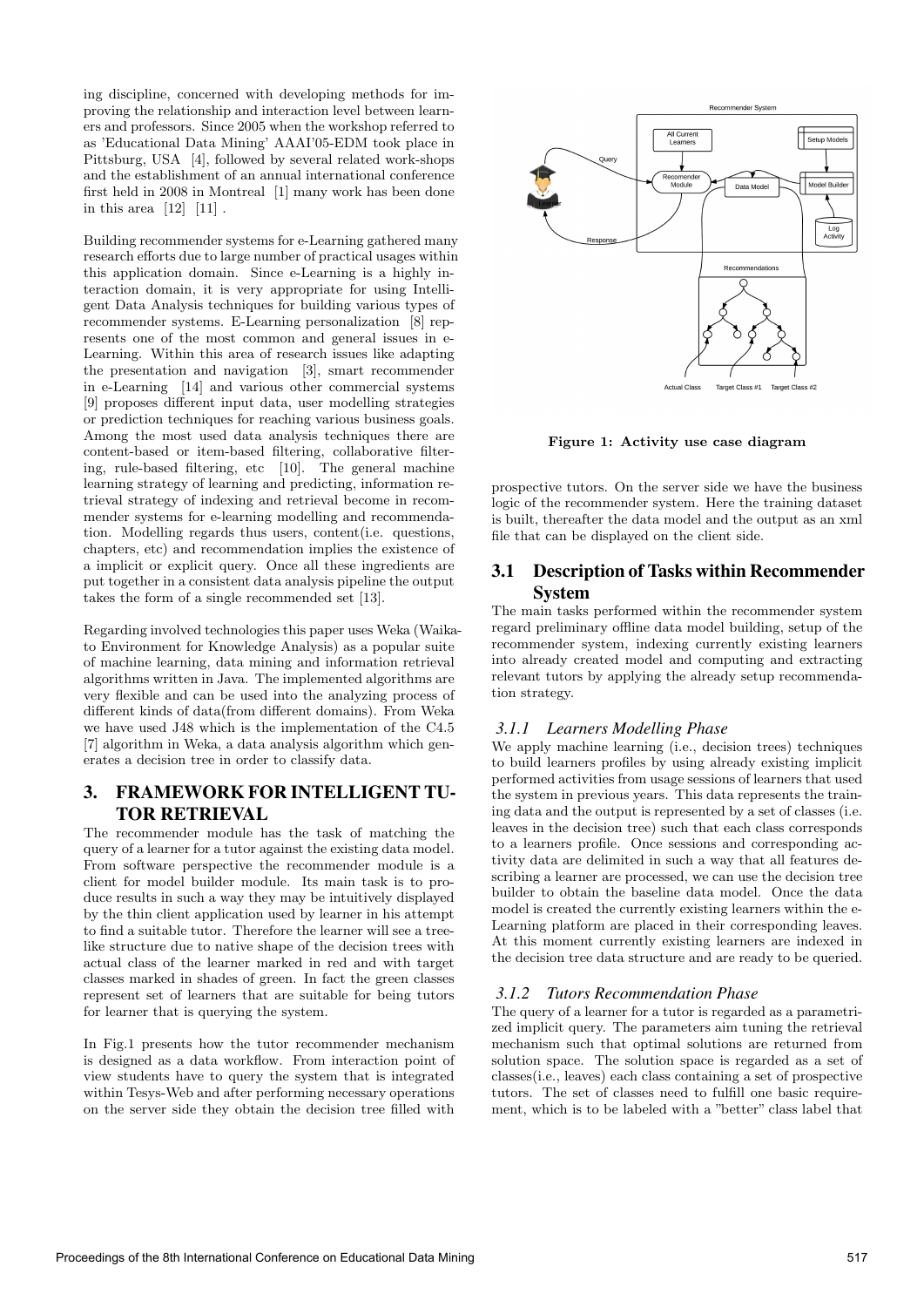ing discipline, concerned with developing methods for improving the relationship and interaction level between learners and professors. Since 2005 when the workshop referred to as 'Educational Data Mining' AAAI'05-EDM took place in Pittsburg, USA [4], followed by several related work-shops and the establishment of an annual international conference first held in 2008 in Montreal [1] many work has been done in this area [12] [11] .

Building recommender systems for e-Learning gathered many research efforts due to large number of practical usages within this application domain. Since e-Learning is a highly interaction domain, it is very appropriate for using Intelligent Data Analysis techniques for building various types of recommender systems. E-Learning personalization [8] represents one of the most common and general issues in e-Learning. Within this area of research issues like adapting the presentation and navigation [3], smart recommender in e-Learning [14] and various other commercial systems [9] proposes different input data, user modelling strategies or prediction techniques for reaching various business goals. Among the most used data analysis techniques there are content-based or item-based filtering, collaborative filtering, rule-based filtering, etc [10]. The general machine learning strategy of learning and predicting, information retrieval strategy of indexing and retrieval become in recommender systems for e-learning modelling and recommendation. Modelling regards thus users, content(i.e. questions, chapters, etc) and recommendation implies the existence of a implicit or explicit query. Once all these ingredients are put together in a consistent data analysis pipeline the output takes the form of a single recommended set [13].

Regarding involved technologies this paper uses Weka (Waikato Environment for Knowledge Analysis) as a popular suite of machine learning, data mining and information retrieval algorithms written in Java. The implemented algorithms are very flexible and can be used into the analyzing process of different kinds of data(from different domains). From Weka we have used J48 which is the implementation of the C4.5 [7] algorithm in Weka, a data analysis algorithm which generates a decision tree in order to classify data.

## 3. FRAMEWORK FOR INTELLIGENT TUTOR RETRIEVAL

The recommender module has the task of matching the query of a learner for a tutor against the existing data model. From software perspective the recommender module is a client for model builder module. Its main task is to produce results in such a way they may be intuitively displayed by the thin client application used by learner in his attempt to find a suitable tutor. Therefore the learner will see a tree-like structure due to native shape of the decision trees with actual class of the learner marked in red and with target classes marked in shades of green. In fact the green classes represent set of learners that are suitable for being tutors for learner that is querying the system.

In Fig.1 presents how the tutor recommender mechanism is designed as a data workflow. From interaction point of view students have to query the system that is integrated within Tesys-Web and after performing necessary operations on the server side they obtain the decision tree filled with prospective tutors. On the server side we have the business logic of the recommender system. Here the training dataset is built, thereafter the data model and the output as an xml file that can be displayed on the client side.

**Figure 1: Activity use case diagram**

### 3.1 Description of Tasks within Recommender System

The main tasks performed within the recommender system regard preliminary offline data model building, setup of the recommender system, indexing currently existing learners into already created model and computing and extracting relevant tutors by applying the already setup recommendation strategy.

#### 3.1.1 *Learners Modelling Phase*

We apply machine learning (i.e., decision trees) techniques to build learners profiles by using already existing implicit performed activities from usage sessions of learners that used the system in previous years. This data represents the training data and the output is represented by a set of classes (i.e. leaves in the decision tree) such that each class corresponds to a learners profile. Once sessions and corresponding activity data are delimited in such a way that all features describing a learner are processed, we can use the decision tree builder to obtain the baseline data model. Once the data model is created the currently existing learners within the e-Learning platform are placed in their corresponding leaves. At this moment currently existing learners are indexed in the decision tree data structure and are ready to be queried.

#### 3.1.2 *Tutors Recommendation Phase*

The query of a learner for a tutor is regarded as a parametrized implicit query. The parameters aim tuning the retrieval mechanism such that optimal solutions are returned from solution space. The solution space is regarded as a set of classes(i.e., leaves) each class containing a set of prospective tutors. The set of classes need to fulfill one basic requirement, which is to be labeled with a "better" class label that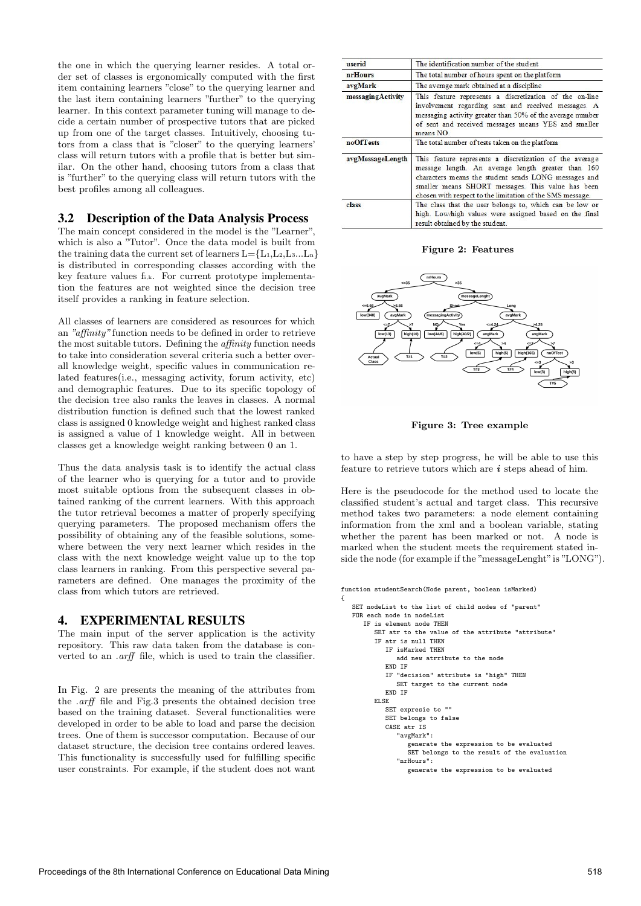the one in which the querying learner resides. A total order set of classes is ergonomically computed with the first item containing learners "close" to the querying learner and the last item containing learners "further" to the querying learner. In this context parameter tuning will manage to decide a certain number of prospective tutors that are picked up from one of the target classes. Intuitively, choosing tutors from a class that is "closer" to the querying learners' class will return tutors with a profile that is better but similar. On the other hand, choosing tutors from a class that is "further" to the querying class will return tutors with the best profiles among all colleagues.

## 3.2 Description of the Data Analysis Process

The main concept considered in the model is the "Learner", which is also a "Tutor". Once the data model is built from the training data the current set of learners L={$L_1$,$L_2$,$L_3$...$L_n$} is distributed in corresponding classes according with the key feature values $f_{i,k}$. For current prototype implementation the features are not weighted since the decision tree itself provides a ranking in feature selection.

All classes of learners are considered as resources for which an *"affinity"* function needs to be defined in order to retrieve the most suitable tutors. Defining the *affinity* function needs to take into consideration several criteria such a better overall knowledge weight, specific values in communication related features(i.e., messaging activity, forum activity, etc) and demographic features. Due to its specific topology of the decision tree also ranks the leaves in classes. A normal distribution function is defined such that the lowest ranked class is assigned 0 knowledge weight and highest ranked class is assigned a value of 1 knowledge weight. All in between classes get a knowledge weight ranking between 0 an 1.

Thus the data analysis task is to identify the actual class of the learner who is querying for a tutor and to provide most suitable options from the subsequent classes in obtained ranking of the current learners. With this approach the tutor retrieval becomes a matter of properly specifying querying parameters. The proposed mechanism offers the possibility of obtaining any of the feasible solutions, somewhere between the very next learner which resides in the class with the next knowledge weight value up to the top class learners in ranking. From this perspective several parameters are defined. One manages the proximity of the class from which tutors are retrieved.

# 4. EXPERIMENTAL RESULTS

The main input of the server application is the activity repository. This raw data taken from the database is converted to an *.arff* file, which is used to train the classifier.

In Fig. 2 are presents the meaning of the attributes from the *.arff* file and Fig.3 presents the obtained decision tree based on the training dataset. Several functionalities were developed in order to be able to load and parse the decision trees. One of them is successor computation. Because of our dataset structure, the decision tree contains ordered leaves. This functionality is successfully used for fulfilling specific user constraints. For example, if the student does not want

| | |
|---|---|
| **userid** | The identification number of the student |
| **nrHours** | The total number of hours spent on the platform |
| **avgMark** | The average mark obtained at a discipline |
| **messagingActivity** | This feature represents a discretization of the on-line involvement regarding sent and received messages. A messaging activity greater than 50% of the average number of sent and received messages means YES and smaller means NO. |
| **noOfTests** | The total number of tests taken on the platform |
| **avgMessageLength** | This feature represents a discretization of the average message length. An average length greater than 160 characters means the student sends LONG messages and smaller means SHORT messages. This value has been chosen with respect to the limitation of the SMS message. |
| **class** | The class that the user belongs to, which can be low or high. Low/high values were assigned based on the final result obtained by the student. |

**Figure 2: Features**

**Figure 3: Tree example**

to have a step by step progress, he will be able to use this feature to retrieve tutors which are ***i*** steps ahead of him.

Here is the pseudocode for the method used to locate the classified student's actual and target class. This recursive method takes two parameters: a node element containing information from the xml and a boolean variable, stating whether the parent has been marked or not. A node is marked when the student meets the requirement stated inside the node (for example if the "messageLenght" is "LONG").

```
function studentSearch(Node parent, boolean isMarked)
{
   SET nodeList to the list of child nodes of "parent"
   FOR each node in nodeList
      IF is element node THEN
         SET atr to the value of the attribute "attribute"
         IF atr is null THEN
            IF isMarked THEN
               add new atrribute to the node
            END IF
            IF "decision" attribute is "high" THEN
               SET target to the current node
            END IF
         ELSE
            SET expresie to ""
            SET belongs to false
            CASE atr IS
               "avgMark":
                  generate the expression to be evaluated
                  SET belongs to the result of the evaluation
               "nrHours":
                  generate the expression to be evaluated
```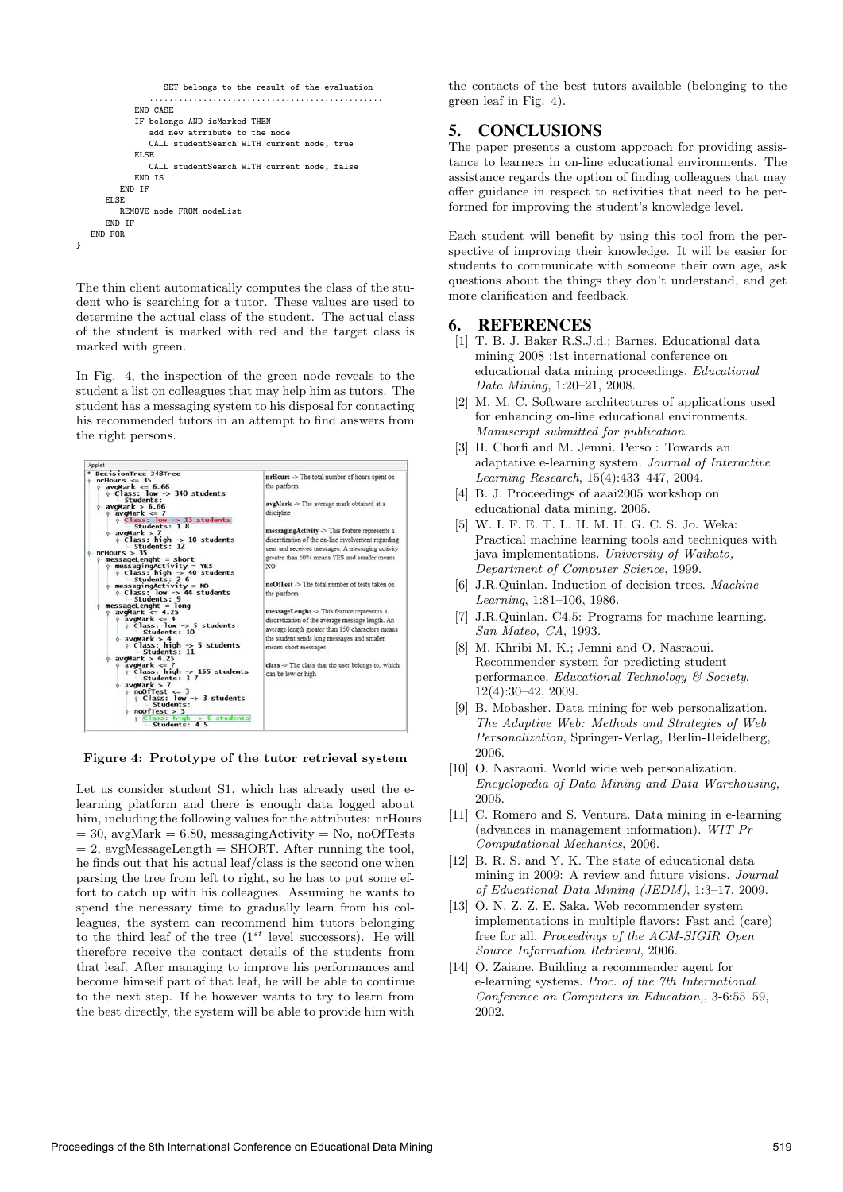```
                SET belongs to the result of the evaluation
                ...............................................
            END CASE
            IF belongs AND isMarked THEN
                add new atrribute to the node
                CALL studentSearch WITH current node, true
            ELSE
                CALL studentSearch WITH current node, false
            END IS
        END IF
    ELSE
        REMOVE node FROM nodeList
    END IF
  END FOR
}
```

The thin client automatically computes the class of the student who is searching for a tutor. These values are used to determine the actual class of the student. The actual class of the student is marked with red and the target class is marked with green.

In Fig. 4, the inspection of the green node reveals to the student a list on colleagues that may help him as tutors. The student has a messaging system to his disposal for contacting his recommended tutors in an attempt to find answers from the right persons.

Applet

DecisionTree J48Tree
nrHours <= 35
avgMark <= 6.66
Class: low -> 340 students
Students:
avgMark > 6.66
avgMark <= 7
Class: low -> 13 students
Students: 1 8
avgMark > 7
Class: high -> 10 students
Students: 12
nrHours > 35
messageLenght = short
messagingActivity = YES
Class: high -> 40 students
Students: 2 6
messagingActivity = NO
Class: low -> 44 students
Students: 9
messageLenght = long
avgMark <= 4.25
avgMark <= 4
Class: low -> 5 students
Students: 10
avgMark > 4
Class: high -> 5 students
Students: 11
avgMark > 4.25
avgMark <= 7
Class: high -> 165 students
Students: 3 7
avgMark > 7
noOfTest <= 3
Class: low -> 3 students
Students:
noOfTest > 3
Class: high -> 6 students
Students: 4 5

nrHours -> The total number of hours spent on the platform

avgMark -> The average mark obtained at a discipline

messagingActivity -> This feature represents a discretization of the on-line involvement regarding sent and received messages. A messaging activity greater than 50% means YES and smaller means NO

noOfTest -> The total number of tests taken on the platform

messageLenght -> This feature represents a discretization of the average message length. An average length greater than 150 characters means the student sends long messages and smaller means short messages

class -> The class that the user belongs to, which can be low or high

**Figure 4: Prototype of the tutor retrieval system**

Let us consider student S1, which has already used the e-learning platform and there is enough data logged about him, including the following values for the attributes: nrHours = 30, avgMark = 6.80, messagingActivity = No, noOfTests = 2, avgMessageLength = SHORT. After running the tool, he finds out that his actual leaf/class is the second one when parsing the tree from left to right, so he has to put some effort to catch up with his colleagues. Assuming he wants to spend the necessary time to gradually learn from his colleagues, the system can recommend him tutors belonging to the third leaf of the tree ($1^{st}$ level successors). He will therefore receive the contact details of the students from that leaf. After managing to improve his performances and become himself part of that leaf, he will be able to continue to the next step. If he however wants to try to learn from the best directly, the system will be able to provide him with the contacts of the best tutors available (belonging to the green leaf in Fig. 4).

## 5. CONCLUSIONS

The paper presents a custom approach for providing assistance to learners in on-line educational environments. The assistance regards the option of finding colleagues that may offer guidance in respect to activities that need to be performed for improving the student's knowledge level.

Each student will benefit by using this tool from the perspective of improving their knowledge. It will be easier for students to communicate with someone their own age, ask questions about the things they don't understand, and get more clarification and feedback.

## 6. REFERENCES

[1] T. B. J. Baker R.S.J.d.; Barnes. Educational data mining 2008 :1st international conference on educational data mining proceedings. *Educational Data Mining*, 1:20–21, 2008.

[2] M. M. C. Software architectures of applications used for enhancing on-line educational environments. *Manuscript submitted for publication*.

[3] H. Chorfi and M. Jemni. Perso : Towards an adaptative e-learning system. *Journal of Interactive Learning Research*, 15(4):433–447, 2004.

[4] B. J. Proceedings of aaai2005 workshop on educational data mining. 2005.

[5] W. I. F. E. T. L. H. M. H. G. C. S. Jo. Weka: Practical machine learning tools and techniques with java implementations. *University of Waikato, Department of Computer Science*, 1999.

[6] J.R.Quinlan. Induction of decision trees. *Machine Learning*, 1:81–106, 1986.

[7] J.R.Quinlan. C4.5: Programs for machine learning. *San Mateo, CA*, 1993.

[8] M. Khribi M. K.; Jemni and O. Nasraoui. Recommender system for predicting student performance. *Educational Technology & Society*, 12(4):30–42, 2009.

[9] B. Mobasher. Data mining for web personalization. *The Adaptive Web: Methods and Strategies of Web Personalization*, Springer-Verlag, Berlin-Heidelberg, 2006.

[10] O. Nasraoui. World wide web personalization. *Encyclopedia of Data Mining and Data Warehousing*, 2005.

[11] C. Romero and S. Ventura. Data mining in e-learning (advances in management information). *WIT Pr Computational Mechanics*, 2006.

[12] B. R. S. and Y. K. The state of educational data mining in 2009: A review and future visions. *Journal of Educational Data Mining (JEDM)*, 1:3–17, 2009.

[13] O. N. Z. Z. E. Saka. Web recommender system implementations in multiple flavors: Fast and (care) free for all. *Proceedings of the ACM-SIGIR Open Source Information Retrieval*, 2006.

[14] O. Zaiane. Building a recommender agent for e-learning systems. *Proc. of the 7th International Conference on Computers in Education,*, 3-6:55–59, 2002.